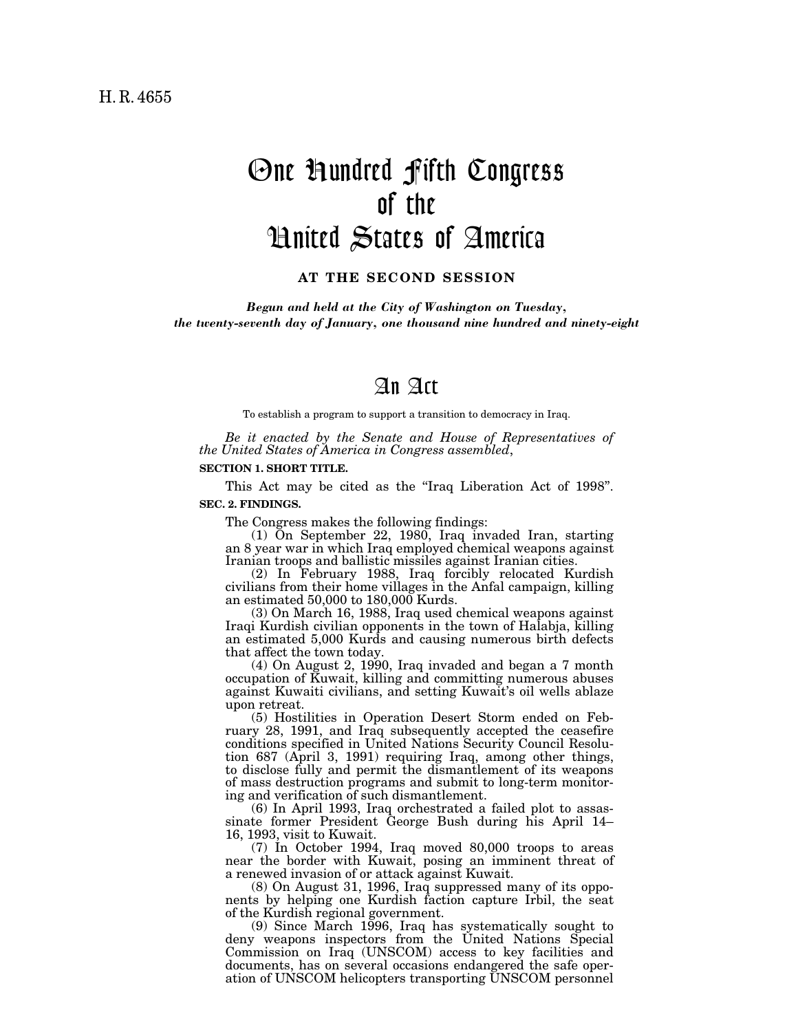H. R. 4655

# One Hundred Fifth Congress of the United States of America

**AT THE SECOND SESSION**

*Begun and held at the City of Washington on Tuesday, the twenty-seventh day of January, one thousand nine hundred and ninety-eight*

# An Act

To establish a program to support a transition to democracy in Iraq.

*Be it enacted by the Senate and House of Representatives of the United States of America in Congress assembled*,

**SECTION 1. SHORT TITLE.**

This Act may be cited as the "Iraq Liberation Act of 1998".

**SEC. 2. FINDINGS.**

The Congress makes the following findings:

(1) On September 22, 1980, Iraq invaded Iran, starting an 8 year war in which Iraq employed chemical weapons against Iranian troops and ballistic missiles against Iranian cities.

(2) In February 1988, Iraq forcibly relocated Kurdish civilians from their home villages in the Anfal campaign, killing an estimated 50,000 to 180,000 Kurds.

(3) On March 16, 1988, Iraq used chemical weapons against Iraqi Kurdish civilian opponents in the town of Halabja, killing an estimated 5,000 Kurds and causing numerous birth defects that affect the town today.

(4) On August 2, 1990, Iraq invaded and began a 7 month occupation of Kuwait, killing and committing numerous abuses against Kuwaiti civilians, and setting Kuwait's oil wells ablaze upon retreat.

(5) Hostilities in Operation Desert Storm ended on February 28, 1991, and Iraq subsequently accepted the ceasefire conditions specified in United Nations Security Council Resolution 687 (April 3, 1991) requiring Iraq, among other things, to disclose fully and permit the dismantlement of its weapons of mass destruction programs and submit to long-term monitoring and verification of such dismantlement.

(6) In April 1993, Iraq orchestrated a failed plot to assassinate former President George Bush during his April 14–16, 1993, visit to Kuwait.

(7) In October 1994, Iraq moved 80,000 troops to areas near the border with Kuwait, posing an imminent threat of a renewed invasion of or attack against Kuwait.

(8) On August 31, 1996, Iraq suppressed many of its opponents by helping one Kurdish faction capture Irbil, the seat of the Kurdish regional government.

(9) Since March 1996, Iraq has systematically sought to deny weapons inspectors from the United Nations Special Commission on Iraq (UNSCOM) access to key facilities and documents, has on several occasions endangered the safe operation of UNSCOM helicopters transporting UNSCOM personnel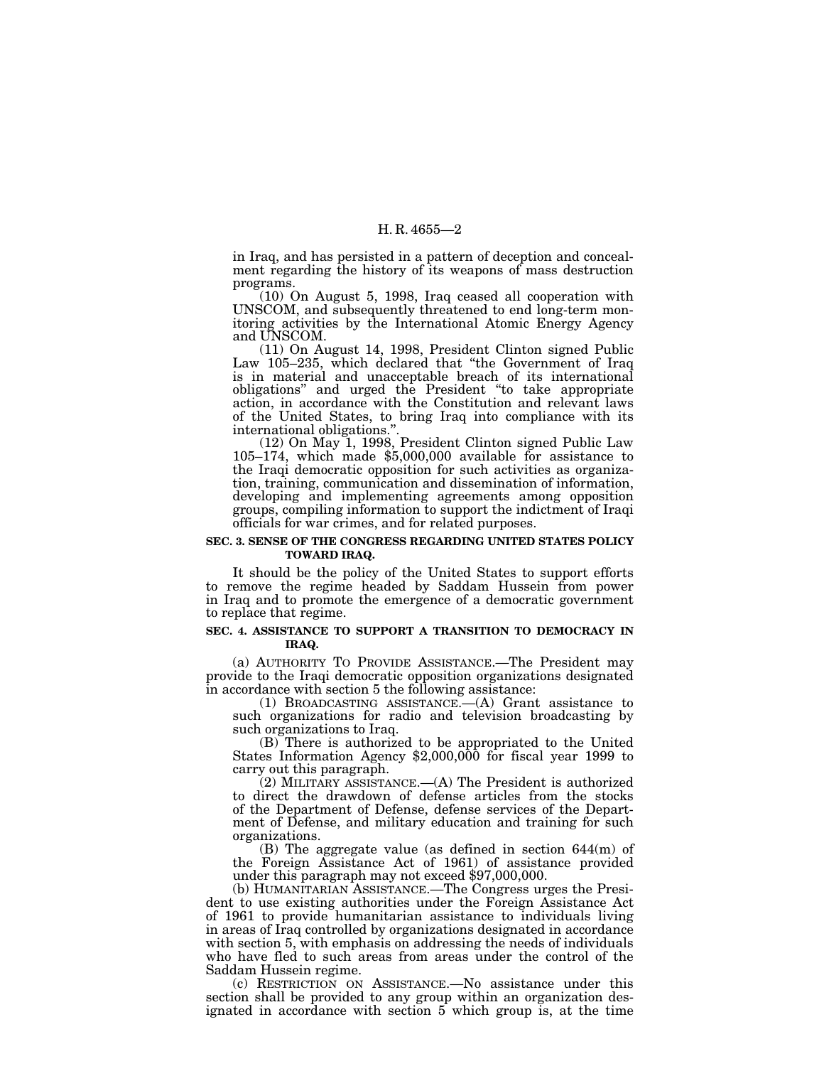in Iraq, and has persisted in a pattern of deception and concealment regarding the history of its weapons of mass destruction programs.

(10) On August 5, 1998, Iraq ceased all cooperation with UNSCOM, and subsequently threatened to end long-term monitoring activities by the International Atomic Energy Agency and UNSCOM.

(11) On August 14, 1998, President Clinton signed Public Law 105–235, which declared that "the Government of Iraq is in material and unacceptable breach of its international obligations" and urged the President "to take appropriate action, in accordance with the Constitution and relevant laws of the United States, to bring Iraq into compliance with its international obligations.".

(12) On May 1, 1998, President Clinton signed Public Law 105–174, which made $5,000,000 available for assistance to the Iraqi democratic opposition for such activities as organization, training, communication and dissemination of information, developing and implementing agreements among opposition groups, compiling information to support the indictment of Iraqi officials for war crimes, and for related purposes.

**SEC. 3. SENSE OF THE CONGRESS REGARDING UNITED STATES POLICY TOWARD IRAQ.**

It should be the policy of the United States to support efforts to remove the regime headed by Saddam Hussein from power in Iraq and to promote the emergence of a democratic government to replace that regime.

**SEC. 4. ASSISTANCE TO SUPPORT A TRANSITION TO DEMOCRACY IN IRAQ.**

(a) AUTHORITY TO PROVIDE ASSISTANCE.—The President may provide to the Iraqi democratic opposition organizations designated in accordance with section 5 the following assistance:

(1) BROADCASTING ASSISTANCE.—(A) Grant assistance to such organizations for radio and television broadcasting by such organizations to Iraq.

(B) There is authorized to be appropriated to the United States Information Agency $2,000,000 for fiscal year 1999 to carry out this paragraph.

(2) MILITARY ASSISTANCE.—(A) The President is authorized to direct the drawdown of defense articles from the stocks of the Department of Defense, defense services of the Department of Defense, and military education and training for such organizations.

(B) The aggregate value (as defined in section 644(m) of the Foreign Assistance Act of 1961) of assistance provided under this paragraph may not exceed $97,000,000.

(b) HUMANITARIAN ASSISTANCE.—The Congress urges the President to use existing authorities under the Foreign Assistance Act of 1961 to provide humanitarian assistance to individuals living in areas of Iraq controlled by organizations designated in accordance with section 5, with emphasis on addressing the needs of individuals who have fled to such areas from areas under the control of the Saddam Hussein regime.

(c) RESTRICTION ON ASSISTANCE.—No assistance under this section shall be provided to any group within an organization designated in accordance with section 5 which group is, at the time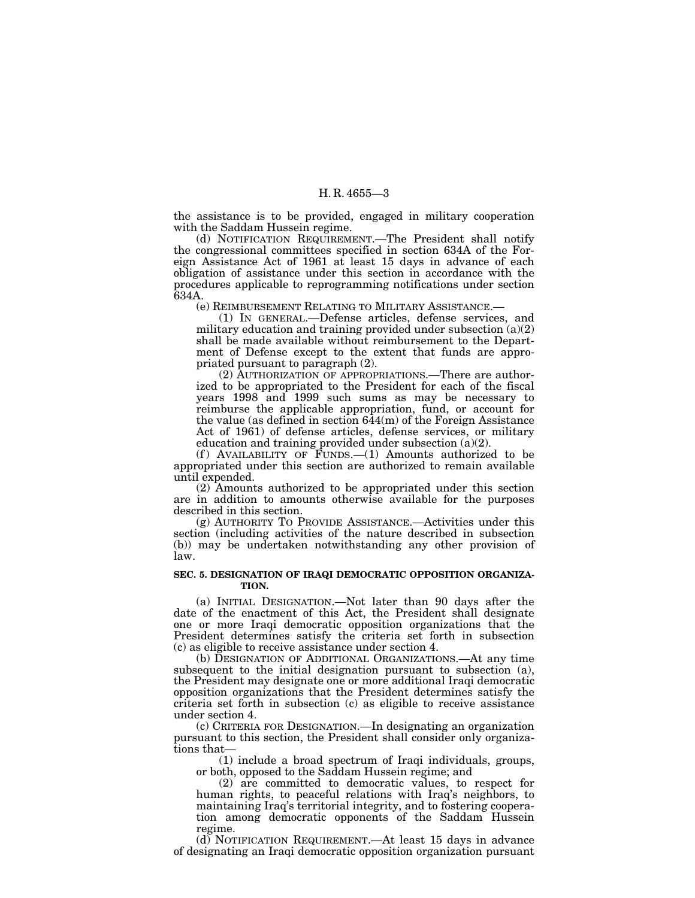the assistance is to be provided, engaged in military cooperation with the Saddam Hussein regime.

(d) NOTIFICATION REQUIREMENT.—The President shall notify the congressional committees specified in section 634A of the Foreign Assistance Act of 1961 at least 15 days in advance of each obligation of assistance under this section in accordance with the procedures applicable to reprogramming notifications under section 634A.

(e) REIMBURSEMENT RELATING TO MILITARY ASSISTANCE.—

(1) IN GENERAL.—Defense articles, defense services, and military education and training provided under subsection (a)(2) shall be made available without reimbursement to the Department of Defense except to the extent that funds are appropriated pursuant to paragraph (2).

(2) AUTHORIZATION OF APPROPRIATIONS.—There are authorized to be appropriated to the President for each of the fiscal years 1998 and 1999 such sums as may be necessary to reimburse the applicable appropriation, fund, or account for the value (as defined in section 644(m) of the Foreign Assistance Act of 1961) of defense articles, defense services, or military education and training provided under subsection (a)(2).

(f) AVAILABILITY OF FUNDS.—(1) Amounts authorized to be appropriated under this section are authorized to remain available until expended.

(2) Amounts authorized to be appropriated under this section are in addition to amounts otherwise available for the purposes described in this section.

(g) AUTHORITY TO PROVIDE ASSISTANCE.—Activities under this section (including activities of the nature described in subsection (b)) may be undertaken notwithstanding any other provision of law.

**SEC. 5. DESIGNATION OF IRAQI DEMOCRATIC OPPOSITION ORGANIZATION.**

(a) INITIAL DESIGNATION.—Not later than 90 days after the date of the enactment of this Act, the President shall designate one or more Iraqi democratic opposition organizations that the President determines satisfy the criteria set forth in subsection (c) as eligible to receive assistance under section 4.

(b) DESIGNATION OF ADDITIONAL ORGANIZATIONS.—At any time subsequent to the initial designation pursuant to subsection (a), the President may designate one or more additional Iraqi democratic opposition organizations that the President determines satisfy the criteria set forth in subsection (c) as eligible to receive assistance under section 4.

(c) CRITERIA FOR DESIGNATION.—In designating an organization pursuant to this section, the President shall consider only organizations that—

(1) include a broad spectrum of Iraqi individuals, groups, or both, opposed to the Saddam Hussein regime; and

(2) are committed to democratic values, to respect for human rights, to peaceful relations with Iraq's neighbors, to maintaining Iraq's territorial integrity, and to fostering cooperation among democratic opponents of the Saddam Hussein regime.

(d) NOTIFICATION REQUIREMENT.—At least 15 days in advance of designating an Iraqi democratic opposition organization pursuant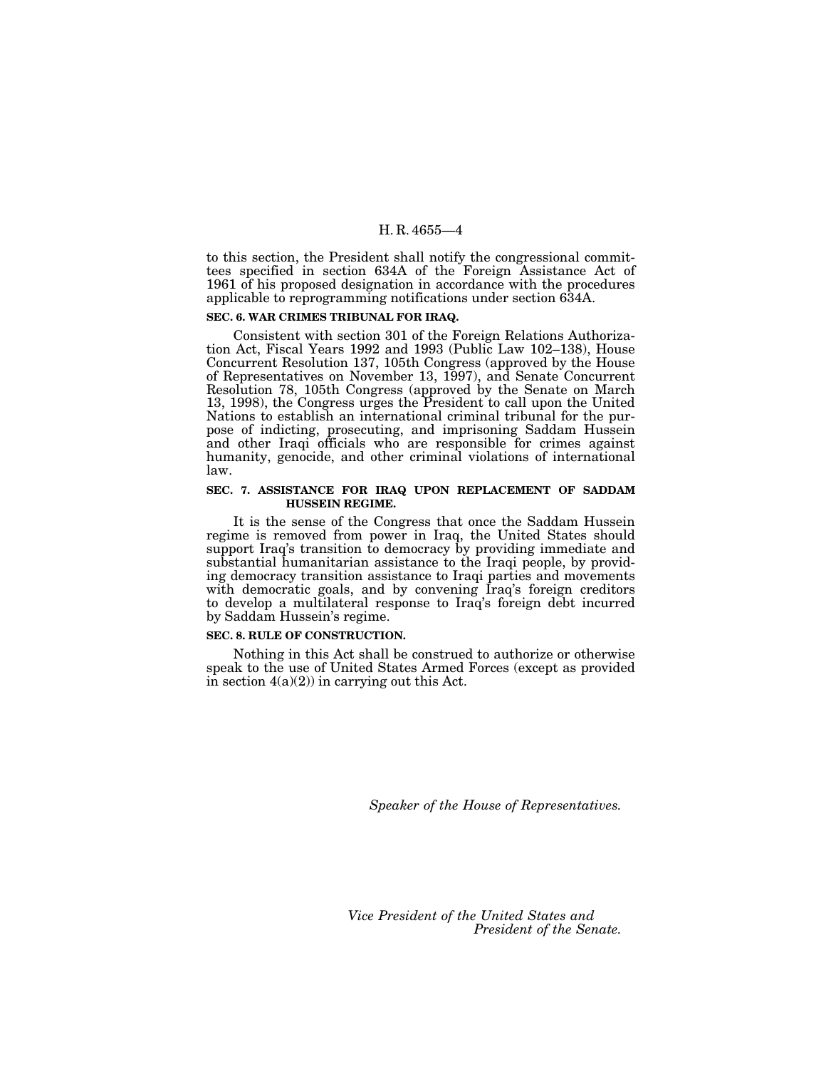to this section, the President shall notify the congressional committees specified in section 634A of the Foreign Assistance Act of 1961 of his proposed designation in accordance with the procedures applicable to reprogramming notifications under section 634A.

**SEC. 6. WAR CRIMES TRIBUNAL FOR IRAQ.**

Consistent with section 301 of the Foreign Relations Authorization Act, Fiscal Years 1992 and 1993 (Public Law 102–138), House Concurrent Resolution 137, 105th Congress (approved by the House of Representatives on November 13, 1997), and Senate Concurrent Resolution 78, 105th Congress (approved by the Senate on March 13, 1998), the Congress urges the President to call upon the United Nations to establish an international criminal tribunal for the purpose of indicting, prosecuting, and imprisoning Saddam Hussein and other Iraqi officials who are responsible for crimes against humanity, genocide, and other criminal violations of international law.

**SEC. 7. ASSISTANCE FOR IRAQ UPON REPLACEMENT OF SADDAM HUSSEIN REGIME.**

It is the sense of the Congress that once the Saddam Hussein regime is removed from power in Iraq, the United States should support Iraq's transition to democracy by providing immediate and substantial humanitarian assistance to the Iraqi people, by providing democracy transition assistance to Iraqi parties and movements with democratic goals, and by convening Iraq's foreign creditors to develop a multilateral response to Iraq's foreign debt incurred by Saddam Hussein's regime.

**SEC. 8. RULE OF CONSTRUCTION.**

Nothing in this Act shall be construed to authorize or otherwise speak to the use of United States Armed Forces (except as provided in section 4(a)(2)) in carrying out this Act.

*Speaker of the House of Representatives.*

*Vice President of the United States and President of the Senate.*